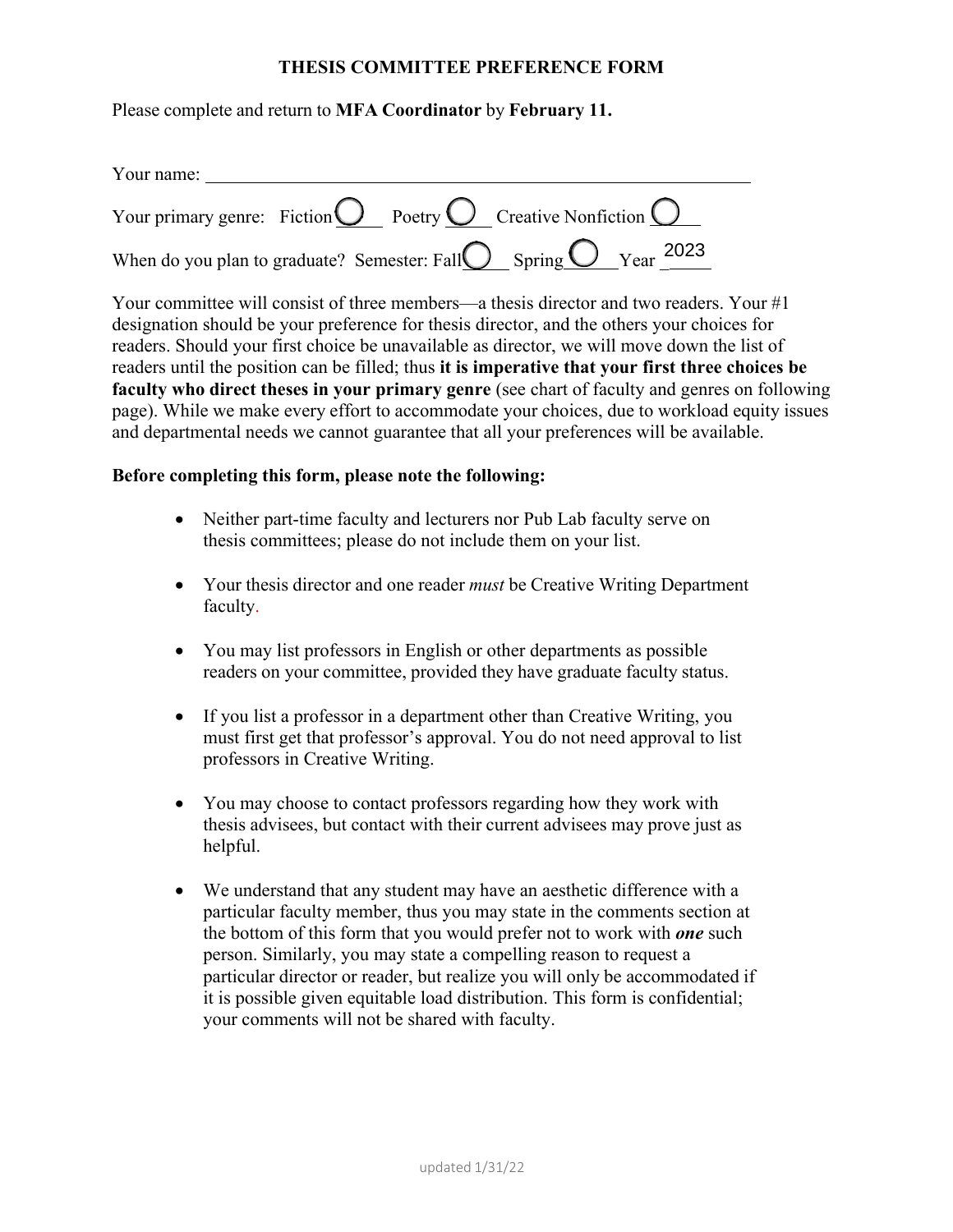# THESIS COMMITTEE PREFERENCE FORM

Please complete and return to **MFA Coordinator** by **February 11.**

Your name: ______________________________________________

Your primary genre: Fiction ◯ Poetry ◯ Creative Nonfiction ◯

When do you plan to graduate? Semester: Fall ◯ Spring ◯ Year 2023

Your committee will consist of three members—a thesis director and two readers. Your #1 designation should be your preference for thesis director, and the others your choices for readers. Should your first choice be unavailable as director, we will move down the list of readers until the position can be filled; thus **it is imperative that your first three choices be faculty who direct theses in your primary genre** (see chart of faculty and genres on following page). While we make every effort to accommodate your choices, due to workload equity issues and departmental needs we cannot guarantee that all your preferences will be available.

**Before completing this form, please note the following:**

- Neither part-time faculty and lecturers nor Pub Lab faculty serve on thesis committees; please do not include them on your list.
- Your thesis director and one reader *must* be Creative Writing Department faculty.
- You may list professors in English or other departments as possible readers on your committee, provided they have graduate faculty status.
- If you list a professor in a department other than Creative Writing, you must first get that professor's approval. You do not need approval to list professors in Creative Writing.
- You may choose to contact professors regarding how they work with thesis advisees, but contact with their current advisees may prove just as helpful.
- We understand that any student may have an aesthetic difference with a particular faculty member, thus you may state in the comments section at the bottom of this form that you would prefer not to work with ***one*** such person. Similarly, you may state a compelling reason to request a particular director or reader, but realize you will only be accommodated if it is possible given equitable load distribution. This form is confidential; your comments will not be shared with faculty.

updated 1/31/22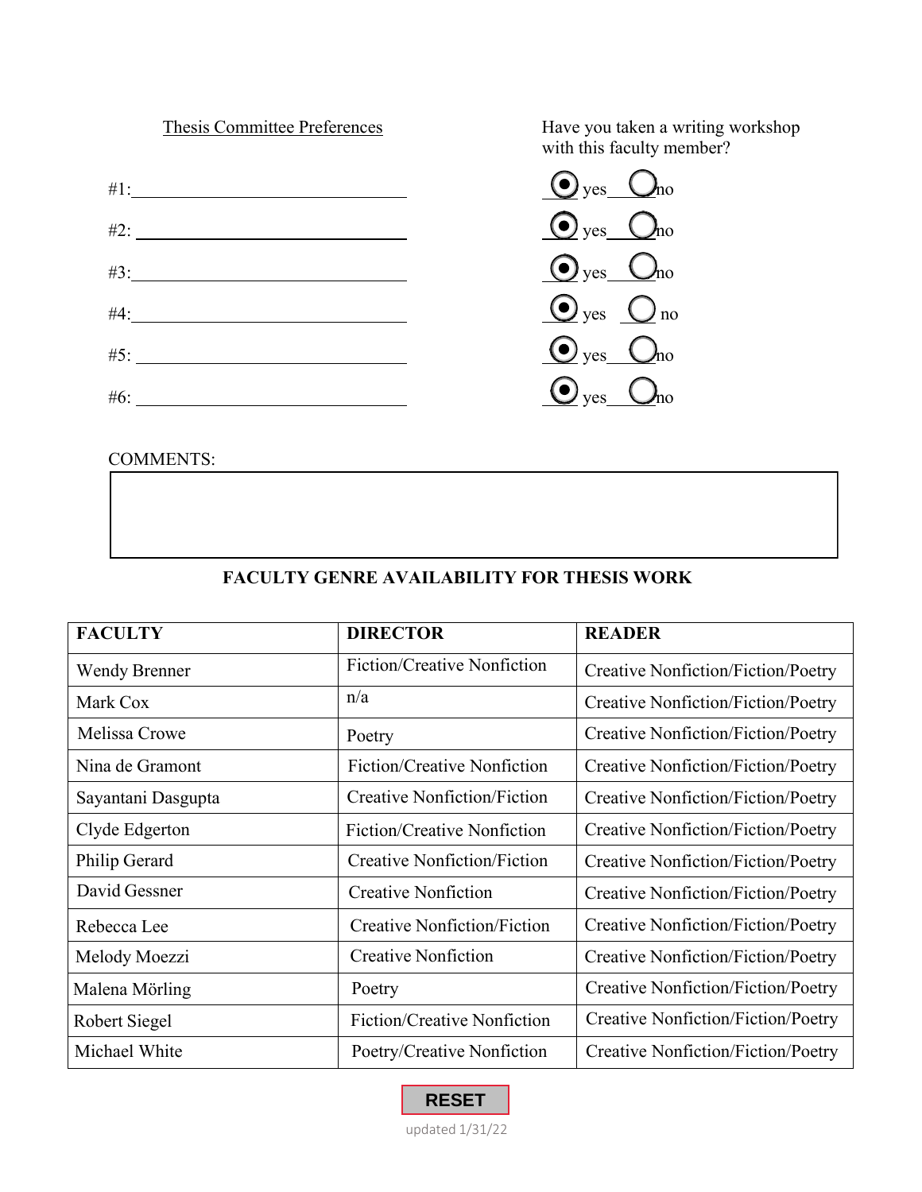Thesis Committee Preferences

Have you taken a writing workshop with this faculty member?

#1: ______________________ ◉ yes ◯ no

#2: ______________________ ◉ yes ◯ no

#3: ______________________ ◉ yes ◯ no

#4: ______________________ ◉ yes ◯ no

#5: ______________________ ◉ yes ◯ no

#6: ______________________ ◉ yes ◯ no

COMMENTS:

**FACULTY GENRE AVAILABILITY FOR THESIS WORK**

| **FACULTY** | **DIRECTOR** | **READER** |
|---|---|---|
| Wendy Brenner | Fiction/Creative Nonfiction | Creative Nonfiction/Fiction/Poetry |
| Mark Cox | n/a | Creative Nonfiction/Fiction/Poetry |
| Melissa Crowe | Poetry | Creative Nonfiction/Fiction/Poetry |
| Nina de Gramont | Fiction/Creative Nonfiction | Creative Nonfiction/Fiction/Poetry |
| Sayantani Dasgupta | Creative Nonfiction/Fiction | Creative Nonfiction/Fiction/Poetry |
| Clyde Edgerton | Fiction/Creative Nonfiction | Creative Nonfiction/Fiction/Poetry |
| Philip Gerard | Creative Nonfiction/Fiction | Creative Nonfiction/Fiction/Poetry |
| David Gessner | Creative Nonfiction | Creative Nonfiction/Fiction/Poetry |
| Rebecca Lee | Creative Nonfiction/Fiction | Creative Nonfiction/Fiction/Poetry |
| Melody Moezzi | Creative Nonfiction | Creative Nonfiction/Fiction/Poetry |
| Malena Mörling | Poetry | Creative Nonfiction/Fiction/Poetry |
| Robert Siegel | Fiction/Creative Nonfiction | Creative Nonfiction/Fiction/Poetry |
| Michael White | Poetry/Creative Nonfiction | Creative Nonfiction/Fiction/Poetry |

RESET

updated 1/31/22